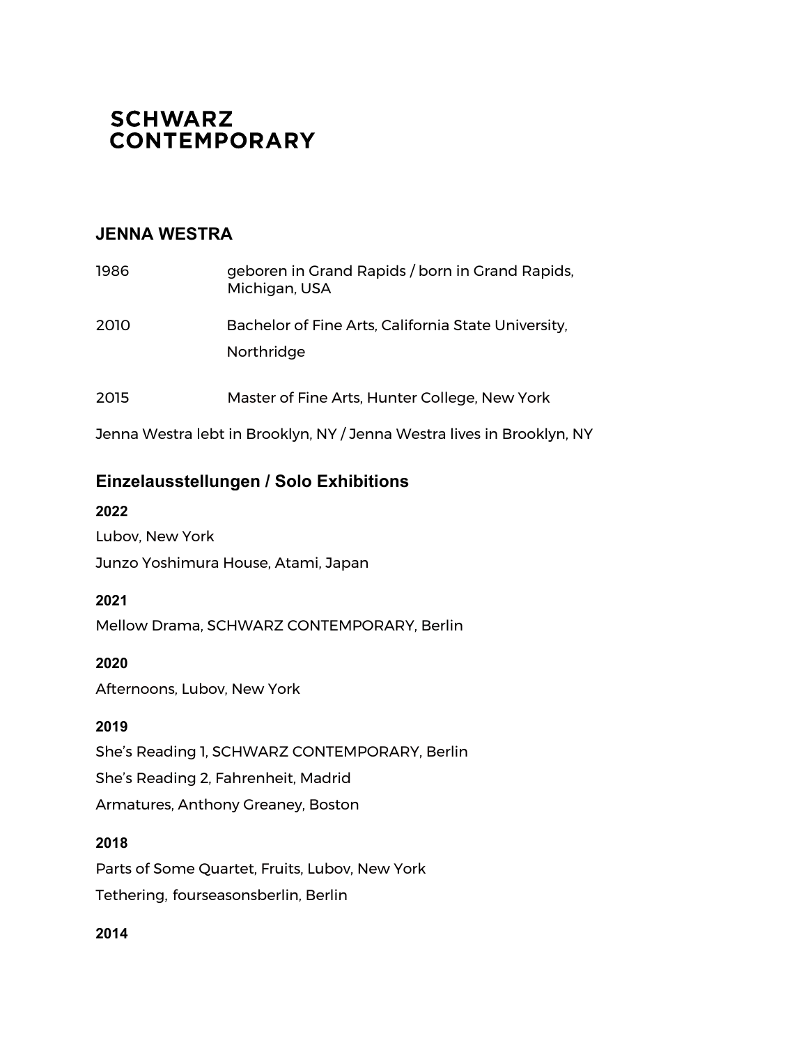# SCHWARZ CONTEMPORARY

## JENNA WESTRA

1986 geboren in Grand Rapids / born in Grand Rapids, Michigan, USA

2010 Bachelor of Fine Arts, California State University, Northridge

2015 Master of Fine Arts, Hunter College, New York

Jenna Westra lebt in Brooklyn, NY / Jenna Westra lives in Brooklyn, NY

## Einzelausstellungen / Solo Exhibitions

**2022**

Lubov, New York

Junzo Yoshimura House, Atami, Japan

**2021**

Mellow Drama, SCHWARZ CONTEMPORARY, Berlin

**2020**

Afternoons, Lubov, New York

**2019**

She's Reading 1, SCHWARZ CONTEMPORARY, Berlin

She's Reading 2, Fahrenheit, Madrid

Armatures, Anthony Greaney, Boston

**2018**

Parts of Some Quartet, Fruits, Lubov, New York

Tethering, fourseasonsberlin, Berlin

**2014**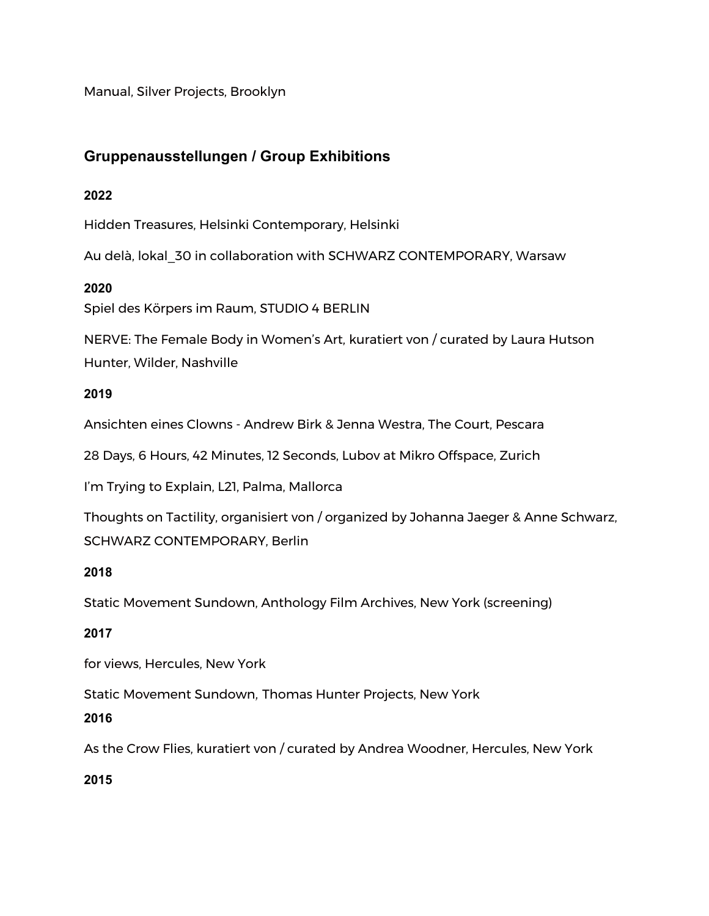Manual, Silver Projects, Brooklyn

## Gruppenausstellungen / Group Exhibitions

### 2022

Hidden Treasures, Helsinki Contemporary, Helsinki

Au delà, lokal_30 in collaboration with SCHWARZ CONTEMPORARY, Warsaw

### 2020

Spiel des Körpers im Raum, STUDIO 4 BERLIN

NERVE: The Female Body in Women's Art, kuratiert von / curated by Laura Hutson Hunter, Wilder, Nashville

### 2019

Ansichten eines Clowns - Andrew Birk & Jenna Westra, The Court, Pescara

28 Days, 6 Hours, 42 Minutes, 12 Seconds, Lubov at Mikro Offspace, Zurich

I'm Trying to Explain, L21, Palma, Mallorca

Thoughts on Tactility, organisiert von / organized by Johanna Jaeger & Anne Schwarz, SCHWARZ CONTEMPORARY, Berlin

### 2018

Static Movement Sundown, Anthology Film Archives, New York (screening)

### 2017

for views, Hercules, New York

Static Movement Sundown, Thomas Hunter Projects, New York

### 2016

As the Crow Flies, kuratiert von / curated by Andrea Woodner, Hercules, New York

### 2015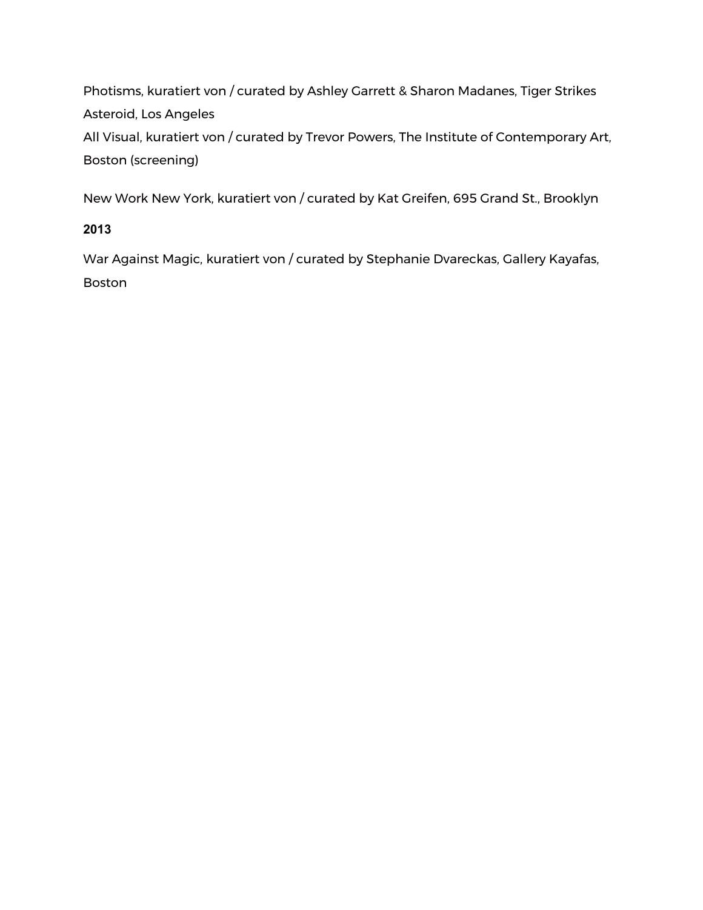Photisms, kuratiert von / curated by Ashley Garrett & Sharon Madanes, Tiger Strikes Asteroid, Los Angeles

All Visual, kuratiert von / curated by Trevor Powers, The Institute of Contemporary Art, Boston (screening)

New Work New York, kuratiert von / curated by Kat Greifen, 695 Grand St., Brooklyn

**2013**

War Against Magic, kuratiert von / curated by Stephanie Dvareckas, Gallery Kayafas, Boston